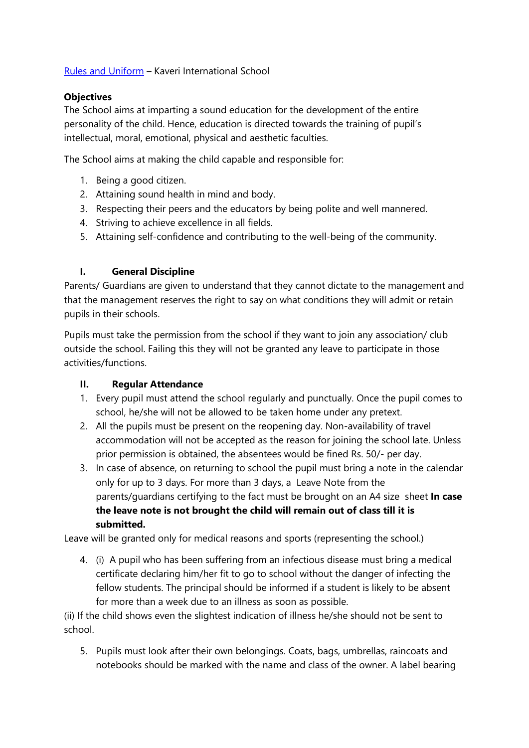[Rules and Uniform](#) – Kaveri International School

**Objectives**

The School aims at imparting a sound education for the development of the entire personality of the child. Hence, education is directed towards the training of pupil's intellectual, moral, emotional, physical and aesthetic faculties.

The School aims at making the child capable and responsible for:

1. Being a good citizen.
2. Attaining sound health in mind and body.
3. Respecting their peers and the educators by being polite and well mannered.
4. Striving to achieve excellence in all fields.
5. Attaining self-confidence and contributing to the well-being of the community.

## I. General Discipline

Parents/ Guardians are given to understand that they cannot dictate to the management and that the management reserves the right to say on what conditions they will admit or retain pupils in their schools.

Pupils must take the permission from the school if they want to join any association/ club outside the school. Failing this they will not be granted any leave to participate in those activities/functions.

## II. Regular Attendance

1. Every pupil must attend the school regularly and punctually. Once the pupil comes to school, he/she will not be allowed to be taken home under any pretext.
2. All the pupils must be present on the reopening day. Non-availability of travel accommodation will not be accepted as the reason for joining the school late. Unless prior permission is obtained, the absentees would be fined Rs. 50/- per day.
3. In case of absence, on returning to school the pupil must bring a note in the calendar only for up to 3 days. For more than 3 days, a Leave Note from the parents/guardians certifying to the fact must be brought on an A4 size sheet **In case the leave note is not brought the child will remain out of class till it is submitted.**

Leave will be granted only for medical reasons and sports (representing the school.)

4. (i) A pupil who has been suffering from an infectious disease must bring a medical certificate declaring him/her fit to go to school without the danger of infecting the fellow students. The principal should be informed if a student is likely to be absent for more than a week due to an illness as soon as possible.

(ii) If the child shows even the slightest indication of illness he/she should not be sent to school.

5. Pupils must look after their own belongings. Coats, bags, umbrellas, raincoats and notebooks should be marked with the name and class of the owner. A label bearing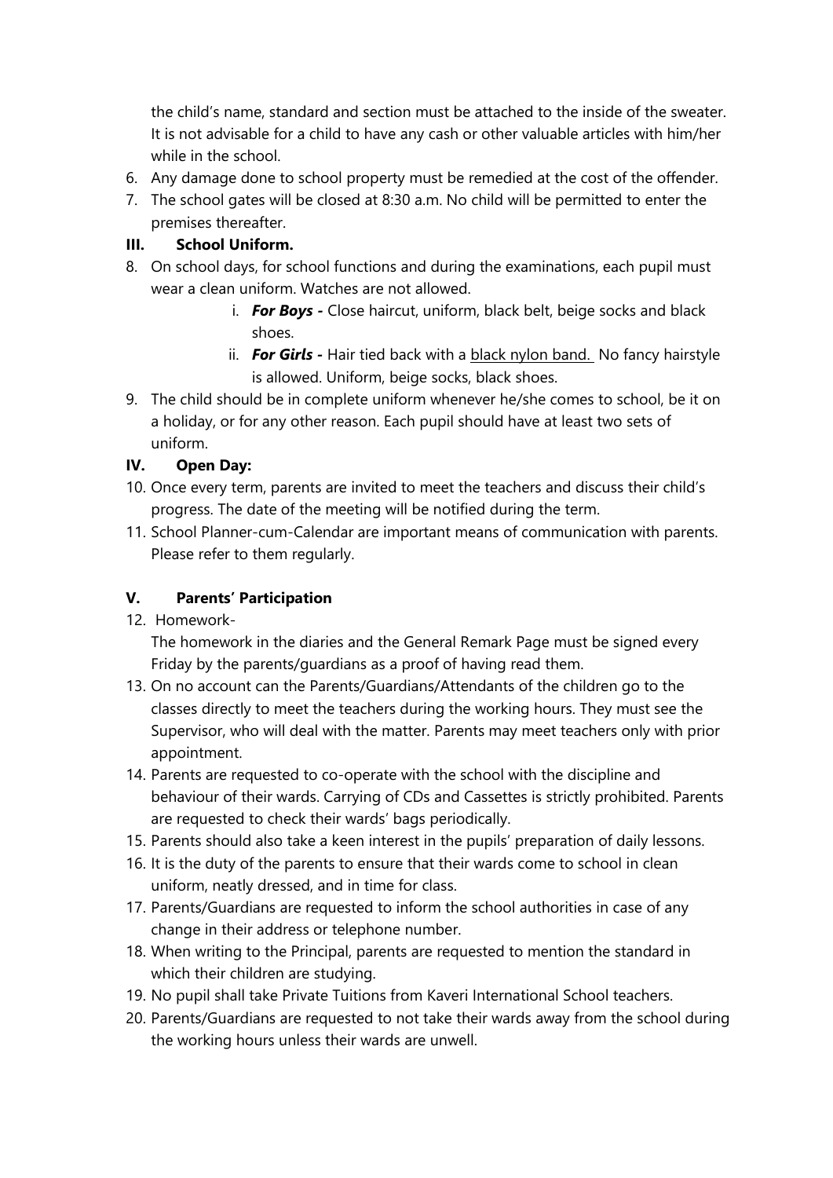the child's name, standard and section must be attached to the inside of the sweater. It is not advisable for a child to have any cash or other valuable articles with him/her while in the school.

6. Any damage done to school property must be remedied at the cost of the offender.
7. The school gates will be closed at 8:30 a.m. No child will be permitted to enter the premises thereafter.

**III. School Uniform.**

8. On school days, for school functions and during the examinations, each pupil must wear a clean uniform. Watches are not allowed.
   i. ***For Boys -*** Close haircut, uniform, black belt, beige socks and black shoes.
   ii. ***For Girls -*** Hair tied back with a <u>black nylon band.</u> No fancy hairstyle is allowed. Uniform, beige socks, black shoes.
9. The child should be in complete uniform whenever he/she comes to school, be it on a holiday, or for any other reason. Each pupil should have at least two sets of uniform.

**IV. Open Day:**

10. Once every term, parents are invited to meet the teachers and discuss their child's progress. The date of the meeting will be notified during the term.
11. School Planner-cum-Calendar are important means of communication with parents. Please refer to them regularly.

**V. Parents' Participation**

12. Homework-
    The homework in the diaries and the General Remark Page must be signed every Friday by the parents/guardians as a proof of having read them.
13. On no account can the Parents/Guardians/Attendants of the children go to the classes directly to meet the teachers during the working hours. They must see the Supervisor, who will deal with the matter. Parents may meet teachers only with prior appointment.
14. Parents are requested to co-operate with the school with the discipline and behaviour of their wards. Carrying of CDs and Cassettes is strictly prohibited. Parents are requested to check their wards' bags periodically.
15. Parents should also take a keen interest in the pupils' preparation of daily lessons.
16. It is the duty of the parents to ensure that their wards come to school in clean uniform, neatly dressed, and in time for class.
17. Parents/Guardians are requested to inform the school authorities in case of any change in their address or telephone number.
18. When writing to the Principal, parents are requested to mention the standard in which their children are studying.
19. No pupil shall take Private Tuitions from Kaveri International School teachers.
20. Parents/Guardians are requested to not take their wards away from the school during the working hours unless their wards are unwell.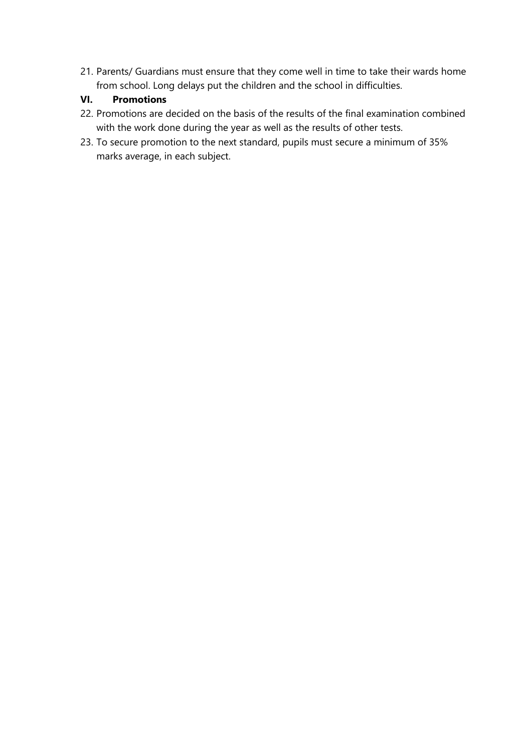21. Parents/ Guardians must ensure that they come well in time to take their wards home from school. Long delays put the children and the school in difficulties.

## VI. Promotions

22. Promotions are decided on the basis of the results of the final examination combined with the work done during the year as well as the results of other tests.
23. To secure promotion to the next standard, pupils must secure a minimum of 35% marks average, in each subject.